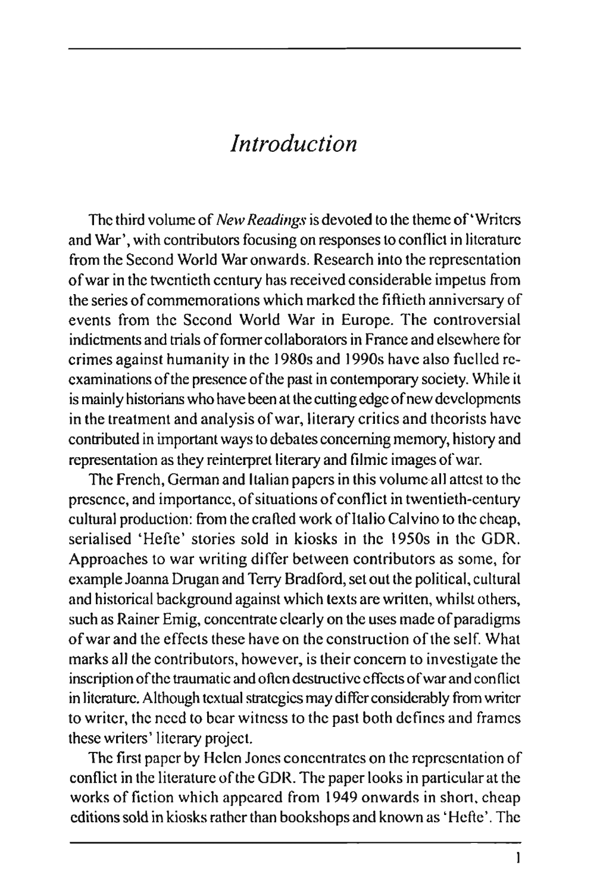# *Introduction*

The third volume of *New Readings* is devoted to the theme of 'Writers and War', with contributors focusing on responses to conflict in literature from the Second World War onwards. Research into the representation of war in the twentieth century has received considerable impetus from the series of commemorations which marked the fiftieth anniversary of events from the Second World War in Europe. The controversial indictments and trials of former collaborators in France and elsewhere for crimes against humanity in the 1980s and 1990s have also fuelled re-examinations of the presence of the past in contemporary society. While it is mainly historians who have been at the cutting edge of new developments in the treatment and analysis of war, literary critics and theorists have contributed in important ways to debates concerning memory, history and representation as they reinterpret literary and filmic images of war.

The French, German and Italian papers in this volume all attest to the presence, and importance, of situations of conflict in twentieth-century cultural production: from the crafted work of Italio Calvino to the cheap, serialised 'Hefte' stories sold in kiosks in the 1950s in the GDR. Approaches to war writing differ between contributors as some, for example Joanna Drugan and Terry Bradford, set out the political, cultural and historical background against which texts are written, whilst others, such as Rainer Emig, concentrate clearly on the uses made of paradigms of war and the effects these have on the construction of the self. What marks all the contributors, however, is their concern to investigate the inscription of the traumatic and often destructive effects of war and conflict in literature. Although textual strategies may differ considerably from writer to writer, the need to bear witness to the past both defines and frames these writers' literary project.

The first paper by Helen Jones concentrates on the representation of conflict in the literature of the GDR. The paper looks in particular at the works of fiction which appeared from 1949 onwards in short, cheap editions sold in kiosks rather than bookshops and known as 'Hefte'. The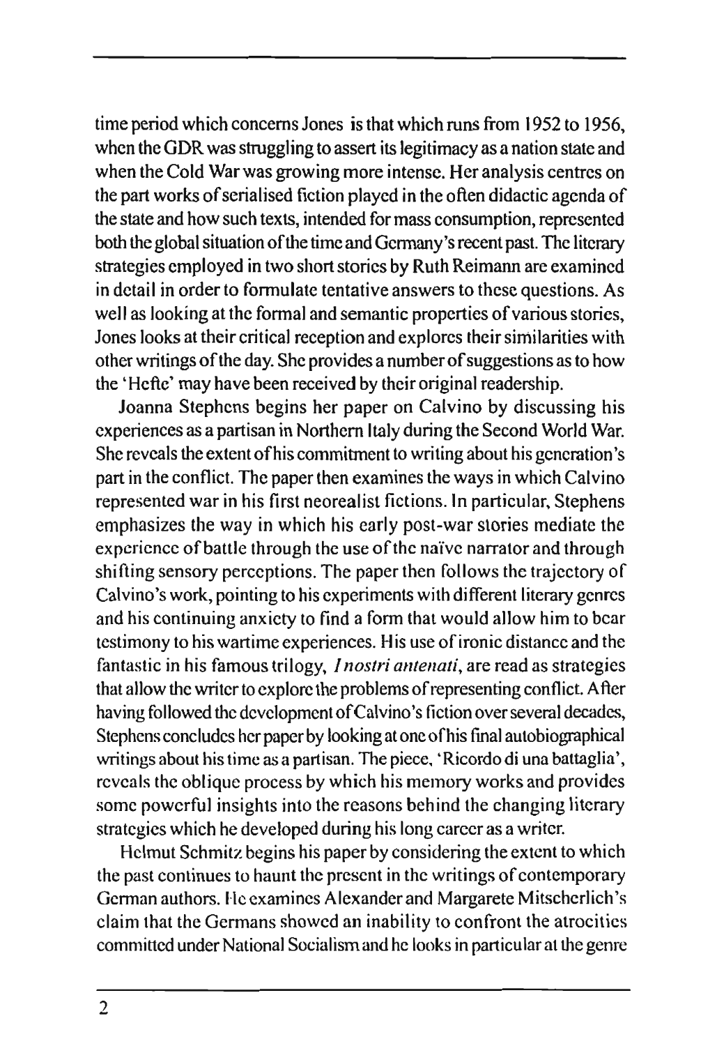time period which concerns Jones is that which runs from 1952 to 1956, when the GDR was struggling to assert its legitimacy as a nation state and when the Cold War was growing more intense. Her analysis centres on the part works of serialised fiction played in the often didactic agenda of the state and how such texts, intended for mass consumption, represented both the global situation of the time and Germany's recent past. The literary strategies employed in two short stories by Ruth Reimann are examined in detail in order to formulate tentative answers to these questions. As well as looking at the formal and semantic properties of various stories, Jones looks at their critical reception and explores their similarities with other writings of the day. She provides a number of suggestions as to how the 'Hefte' may have been received by their original readership.

Joanna Stephens begins her paper on Calvino by discussing his experiences as a partisan in Northern Italy during the Second World War. She reveals the extent of his commitment to writing about his generation's part in the conflict. The paper then examines the ways in which Calvino represented war in his first neorealist fictions. In particular, Stephens emphasizes the way in which his early post-war stories mediate the experience of battle through the use of the naïve narrator and through shifting sensory perceptions. The paper then follows the trajectory of Calvino's work, pointing to his experiments with different literary genres and his continuing anxiety to find a form that would allow him to bear testimony to his wartime experiences. His use of ironic distance and the fantastic in his famous trilogy, *I nostri antenati*, are read as strategies that allow the writer to explore the problems of representing conflict. After having followed the development of Calvino's fiction over several decades, Stephens concludes her paper by looking at one of his final autobiographical writings about his time as a partisan. The piece, 'Ricordo di una battaglia', reveals the oblique process by which his memory works and provides some powerful insights into the reasons behind the changing literary strategies which he developed during his long career as a writer.

Helmut Schmitz begins his paper by considering the extent to which the past continues to haunt the present in the writings of contemporary German authors. He examines Alexander and Margarete Mitscherlich's claim that the Germans showed an inability to confront the atrocities committed under National Socialism and he looks in particular at the genre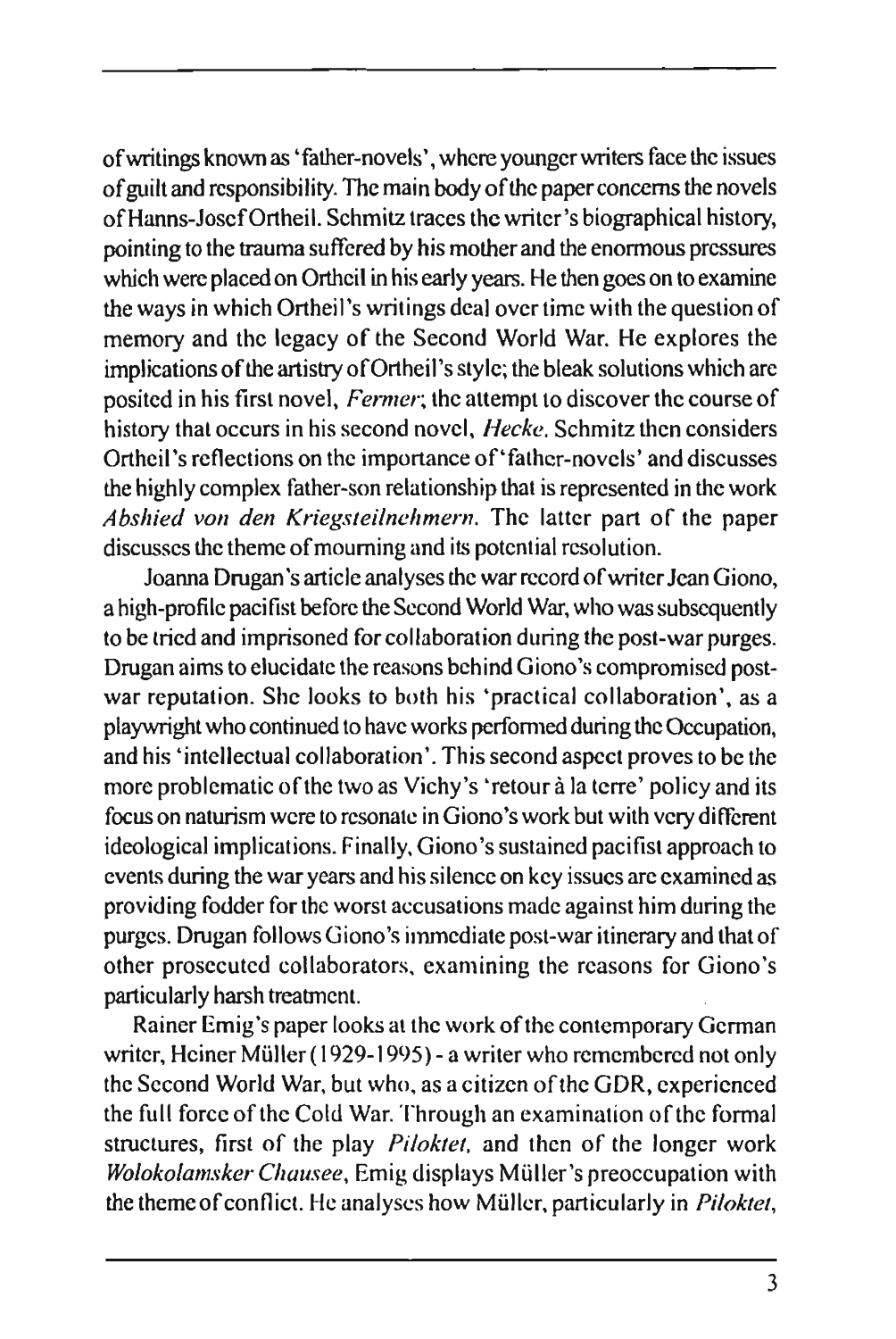of writings known as 'father-novels', where younger writers face the issues of guilt and responsibility. The main body of the paper concerns the novels of Hanns-Josef Ortheil. Schmitz traces the writer's biographical history, pointing to the trauma suffered by his mother and the enormous pressures which were placed on Ortheil in his early years. He then goes on to examine the ways in which Ortheil's writings deal over time with the question of memory and the legacy of the Second World War. He explores the implications of the artistry of Ortheil's style; the bleak solutions which are posited in his first novel, *Fermer*; the attempt to discover the course of history that occurs in his second novel, *Hecke*. Schmitz then considers Ortheil's reflections on the importance of 'father-novels' and discusses the highly complex father-son relationship that is represented in the work *Abshied von den Kriegsteilnehmern*. The latter part of the paper discusses the theme of mourning and its potential resolution.

Joanna Drugan's article analyses the war record of writer Jean Giono, a high-profile pacifist before the Second World War, who was subsequently to be tried and imprisoned for collaboration during the post-war purges. Drugan aims to elucidate the reasons behind Giono's compromised post-war reputation. She looks to both his 'practical collaboration', as a playwright who continued to have works performed during the Occupation, and his 'intellectual collaboration'. This second aspect proves to be the more problematic of the two as Vichy's 'retour à la terre' policy and its focus on naturism were to resonate in Giono's work but with very different ideological implications. Finally, Giono's sustained pacifist approach to events during the war years and his silence on key issues are examined as providing fodder for the worst accusations made against him during the purges. Drugan follows Giono's immediate post-war itinerary and that of other prosecuted collaborators, examining the reasons for Giono's particularly harsh treatment.

Rainer Emig's paper looks at the work of the contemporary German writer, Heiner Müller (1929-1995) - a writer who remembered not only the Second World War, but who, as a citizen of the GDR, experienced the full force of the Cold War. Through an examination of the formal structures, first of the play *Piloktet*, and then of the longer work *Wolokolamsker Chausee*, Emig displays Müller's preoccupation with the theme of conflict. He analyses how Müller, particularly in *Piloktet*,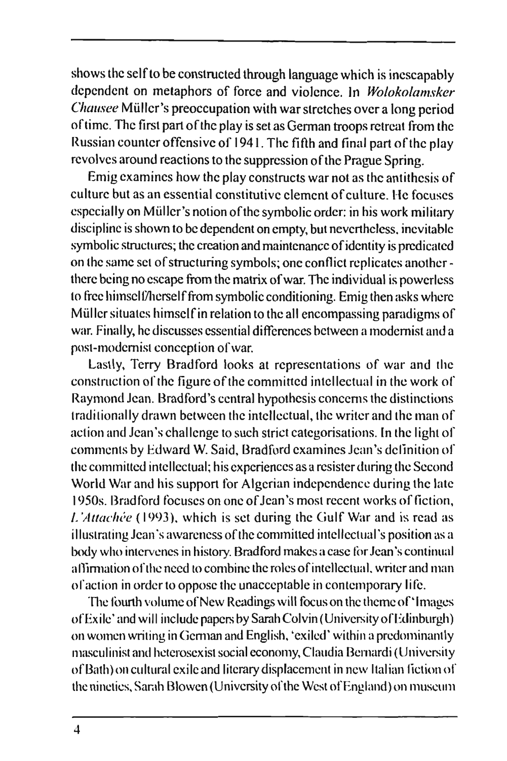shows the self to be constructed through language which is inescapably dependent on metaphors of force and violence. In *Wolokolamsker Chausee* Müller's preoccupation with war stretches over a long period of time. The first part of the play is set as German troops retreat from the Russian counter offensive of 1941. The fifth and final part of the play revolves around reactions to the suppression of the Prague Spring.

Emig examines how the play constructs war not as the antithesis of culture but as an essential constitutive element of culture. He focuses especially on Müller's notion of the symbolic order: in his work military discipline is shown to be dependent on empty, but nevertheless, inevitable symbolic structures; the creation and maintenance of identity is predicated on the same set of structuring symbols; one conflict replicates another - there being no escape from the matrix of war. The individual is powerless to free himself/herself from symbolic conditioning. Emig then asks where Müller situates himself in relation to the all encompassing paradigms of war. Finally, he discusses essential differences between a modernist and a post-modernist conception of war.

Lastly, Terry Bradford looks at representations of war and the construction of the figure of the committed intellectual in the work of Raymond Jean. Bradford's central hypothesis concerns the distinctions traditionally drawn between the intellectual, the writer and the man of action and Jean's challenge to such strict categorisations. In the light of comments by Edward W. Said, Bradford examines Jean's definition of the committed intellectual; his experiences as a resister during the Second World War and his support for Algerian independence during the late 1950s. Bradford focuses on one of Jean's most recent works of fiction, *L'Attachée* (1993), which is set during the Gulf War and is read as illustrating Jean's awareness of the committed intellectual's position as a body who intervenes in history. Bradford makes a case for Jean's continual affirmation of the need to combine the roles of intellectual, writer and man of action in order to oppose the unacceptable in contemporary life.

The fourth volume of New Readings will focus on the theme of 'Images of Exile' and will include papers by Sarah Colvin (University of Edinburgh) on women writing in German and English, 'exiled' within a predominantly masculinist and heterosexist social economy, Claudia Bernardi (University of Bath) on cultural exile and literary displacement in new Italian fiction of the nineties, Sarah Blowen (University of the West of England) on museum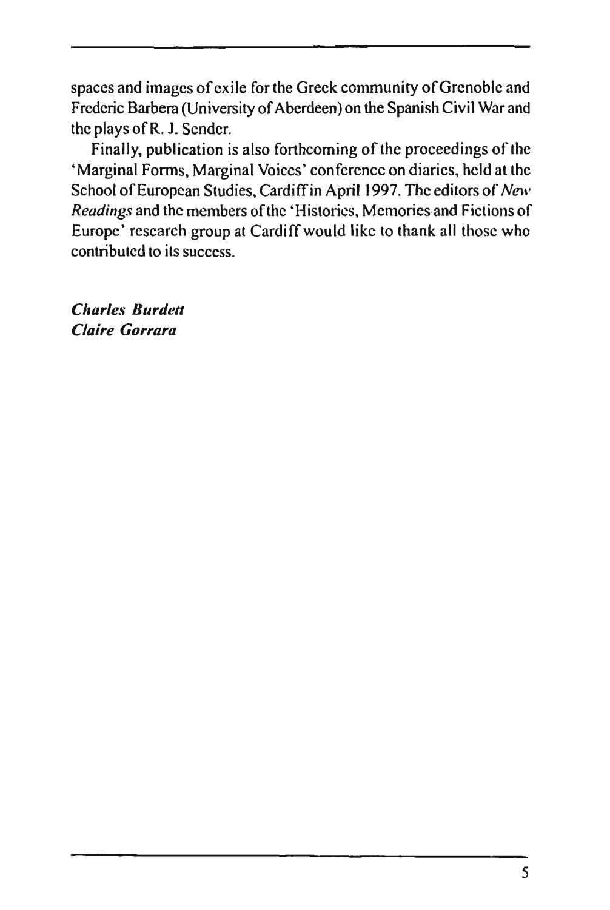spaces and images of exile for the Greek community of Grenoble and Frederic Barbera (University of Aberdeen) on the Spanish Civil War and the plays of R. J. Sender.

Finally, publication is also forthcoming of the proceedings of the 'Marginal Forms, Marginal Voices' conference on diaries, held at the School of European Studies, Cardiff in April 1997. The editors of *New Readings* and the members of the 'Histories, Memories and Fictions of Europe' research group at Cardiff would like to thank all those who contributed to its success.

***Charles Burdett***
***Claire Gorrara***